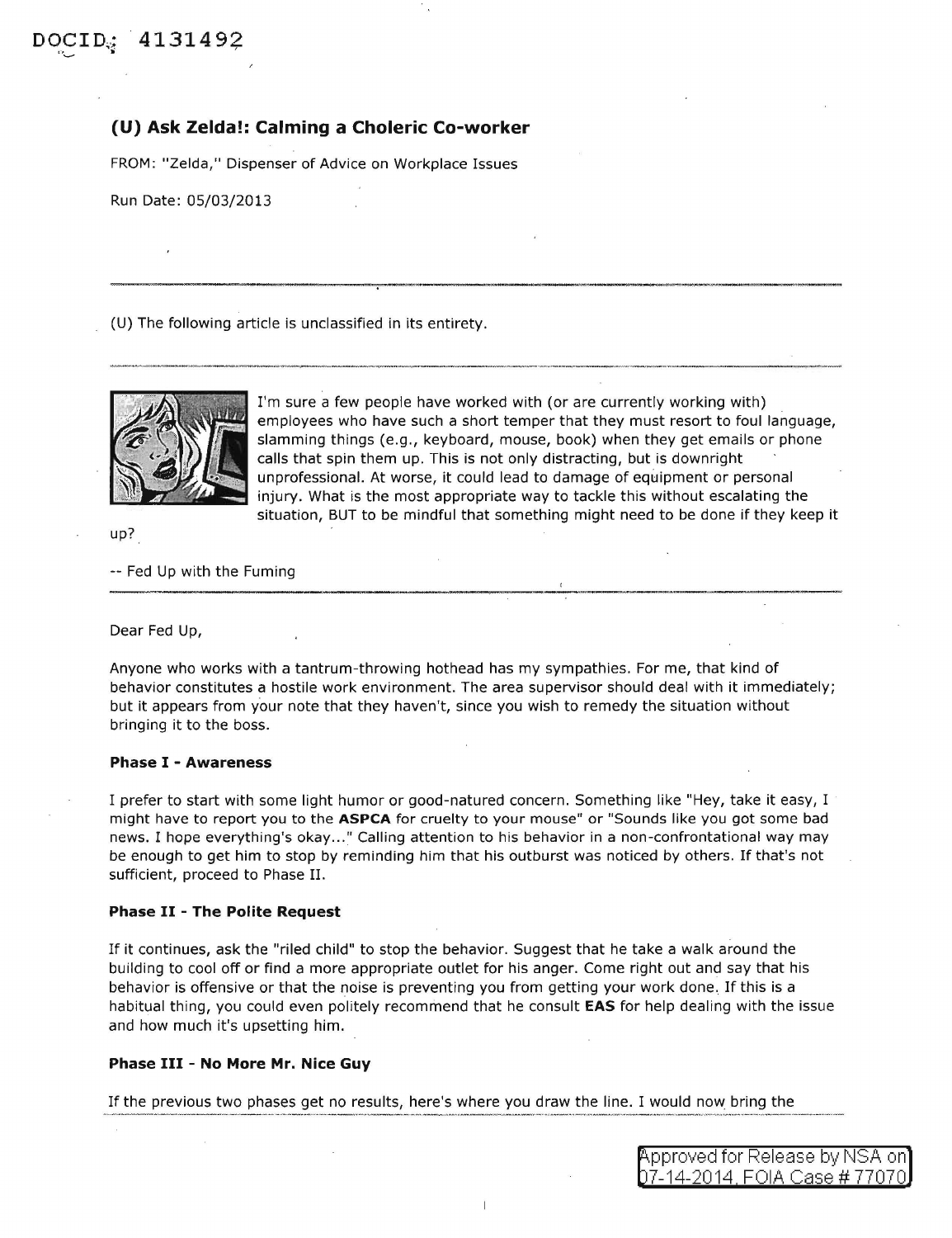DOCID: 4131492

## (U) Ask Zelda!: Calming a Choleric Co-worker

FROM: "Zelda," Dispenser of Advice on Workplace Issues

Run Date: 05/03/2013

---

(U) The following article is unclassified in its entirety.

---

I'm sure a few people have worked with (or are currently working with) employees who have such a short temper that they must resort to foul language, slamming things (e.g., keyboard, mouse, book) when they get emails or phone calls that spin them up. This is not only distracting, but is downright unprofessional. At worse, it could lead to damage of equipment or personal injury. What is the most appropriate way to tackle this without escalating the situation, BUT to be mindful that something might need to be done if they keep it up?

-- Fed Up with the Fuming

---

Dear Fed Up,

Anyone who works with a tantrum-throwing hothead has my sympathies. For me, that kind of behavior constitutes a hostile work environment. The area supervisor should deal with it immediately; but it appears from your note that they haven't, since you wish to remedy the situation without bringing it to the boss.

**Phase I - Awareness**

I prefer to start with some light humor or good-natured concern. Something like "Hey, take it easy, I might have to report you to the **ASPCA** for cruelty to your mouse" or "Sounds like you got some bad news. I hope everything's okay..." Calling attention to his behavior in a non-confrontational way may be enough to get him to stop by reminding him that his outburst was noticed by others. If that's not sufficient, proceed to Phase II.

**Phase II - The Polite Request**

If it continues, ask the "riled child" to stop the behavior. Suggest that he take a walk around the building to cool off or find a more appropriate outlet for his anger. Come right out and say that his behavior is offensive or that the noise is preventing you from getting your work done. If this is a habitual thing, you could even politely recommend that he consult **EAS** for help dealing with the issue and how much it's upsetting him.

**Phase III - No More Mr. Nice Guy**

If the previous two phases get no results, here's where you draw the line. I would now bring the

Approved for Release by NSA on 07-14-2014, FOIA Case # 77070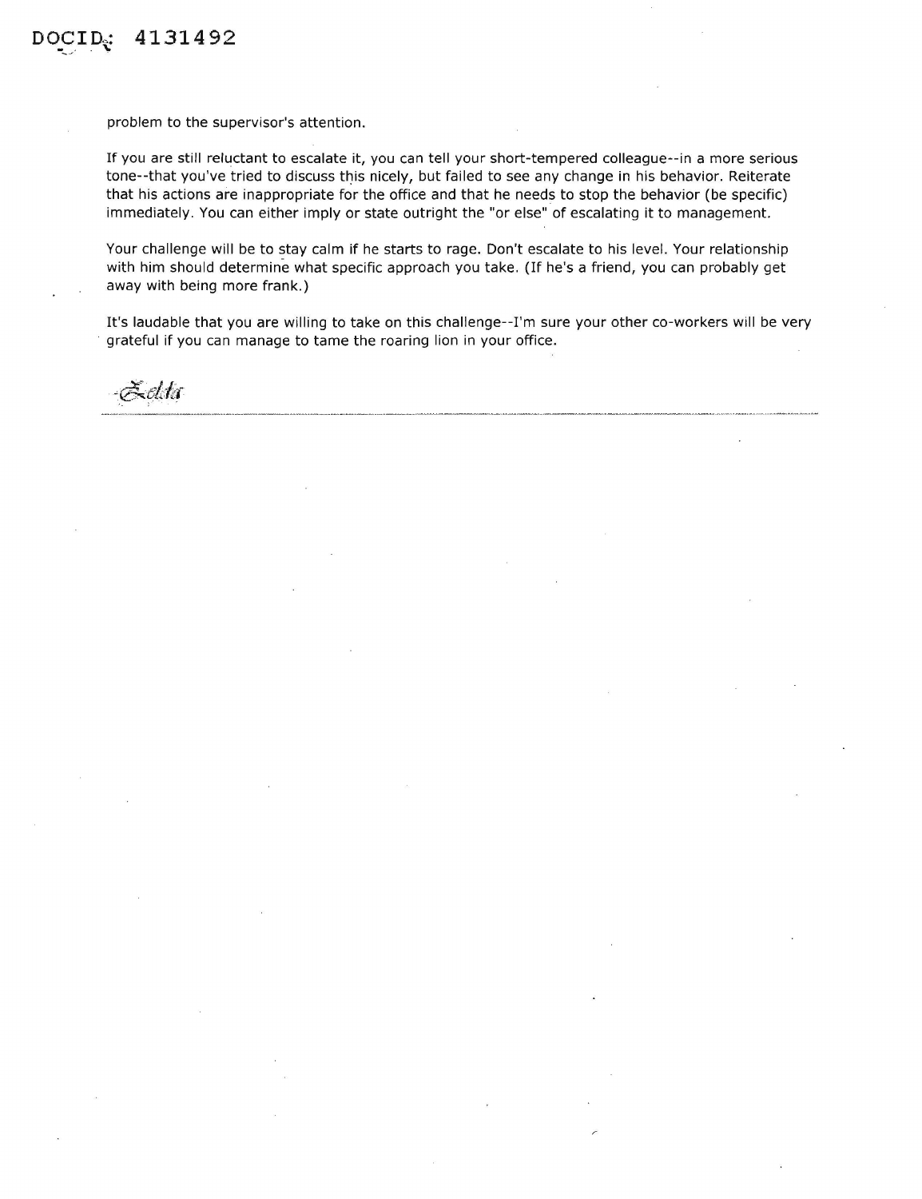problem to the supervisor's attention.

If you are still reluctant to escalate it, you can tell your short-tempered colleague--in a more serious tone--that you've tried to discuss this nicely, but failed to see any change in his behavior. Reiterate that his actions are inappropriate for the office and that he needs to stop the behavior (be specific) immediately. You can either imply or state outright the "or else" of escalating it to management.

Your challenge will be to stay calm if he starts to rage. Don't escalate to his level. Your relationship with him should determine what specific approach you take. (If he's a friend, you can probably get away with being more frank.)

It's laudable that you are willing to take on this challenge--I'm sure your other co-workers will be very grateful if you can manage to tame the roaring lion in your office.

-Zelda